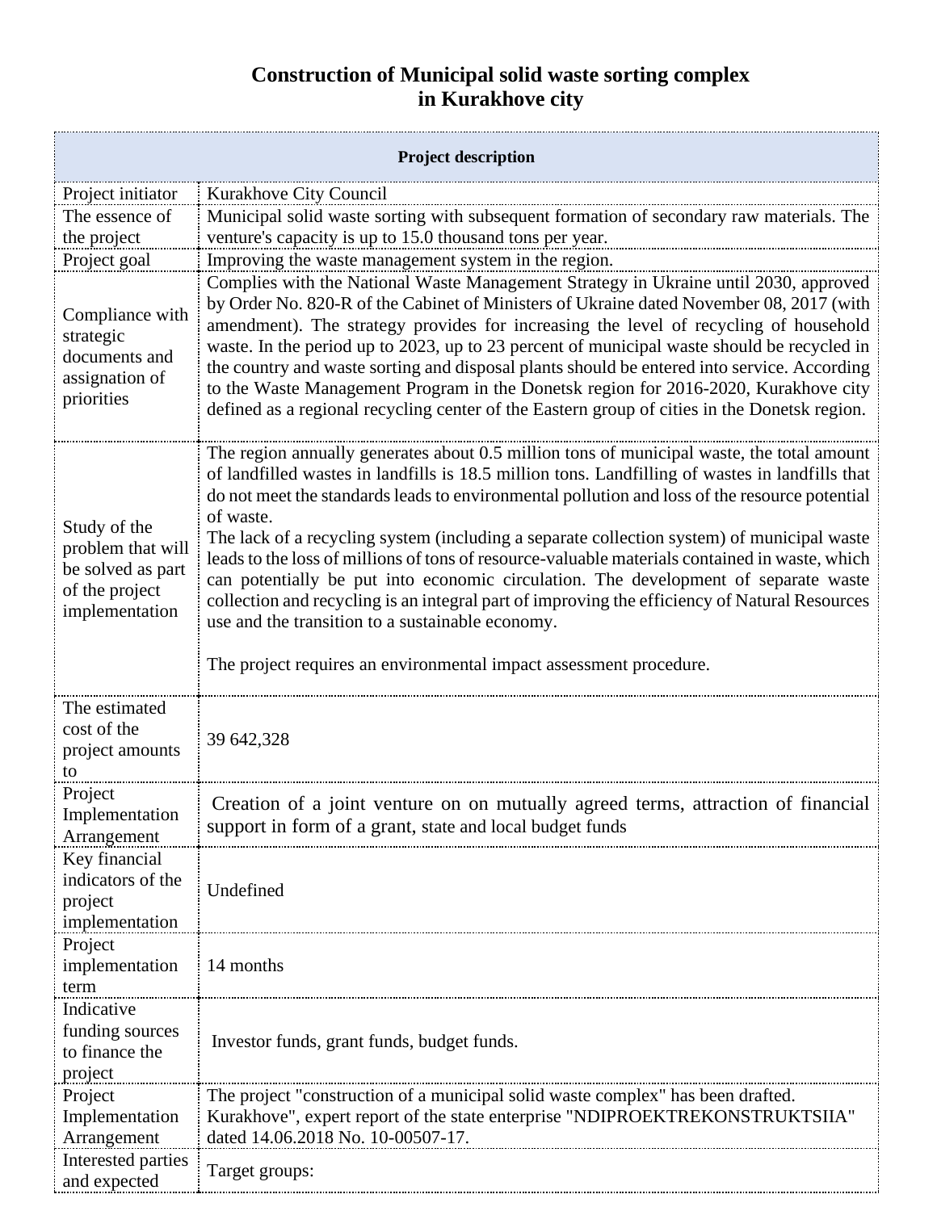# Construction of Municipal solid waste sorting complex in Kurakhove city

| Project description | |
|---|---|
| Project initiator | Kurakhove City Council |
| The essence of the project | Municipal solid waste sorting with subsequent formation of secondary raw materials. The venture's capacity is up to 15.0 thousand tons per year. |
| Project goal | Improving the waste management system in the region. |
| Compliance with strategic documents and assignation of priorities | Complies with the National Waste Management Strategy in Ukraine until 2030, approved by Order No. 820-R of the Cabinet of Ministers of Ukraine dated November 08, 2017 (with amendment). The strategy provides for increasing the level of recycling of household waste. In the period up to 2023, up to 23 percent of municipal waste should be recycled in the country and waste sorting and disposal plants should be entered into service. According to the Waste Management Program in the Donetsk region for 2016-2020, Kurakhove city defined as a regional recycling center of the Eastern group of cities in the Donetsk region. |
| Study of the problem that will be solved as part of the project implementation | The region annually generates about 0.5 million tons of municipal waste, the total amount of landfilled wastes in landfills is 18.5 million tons. Landfilling of wastes in landfills that do not meet the standards leads to environmental pollution and loss of the resource potential of waste.<br>The lack of a recycling system (including a separate collection system) of municipal waste leads to the loss of millions of tons of resource-valuable materials contained in waste, which can potentially be put into economic circulation. The development of separate waste collection and recycling is an integral part of improving the efficiency of Natural Resources use and the transition to a sustainable economy.<br><br>The project requires an environmental impact assessment procedure. |
| The estimated cost of the project amounts to | 39 642,328 |
| Project Implementation Arrangement | Creation of a joint venture on on mutually agreed terms, attraction of financial support in form of a grant, state and local budget funds |
| Key financial indicators of the project implementation | Undefined |
| Project implementation term | 14 months |
| Indicative funding sources to finance the project | Investor funds, grant funds, budget funds. |
| Project Implementation Arrangement | The project "construction of a municipal solid waste complex" has been drafted. Kurakhove", expert report of the state enterprise "NDIPROEKTREKONSTRUKTSIIA" dated 14.06.2018 No. 10-00507-17. |
| Interested parties and expected | Target groups: |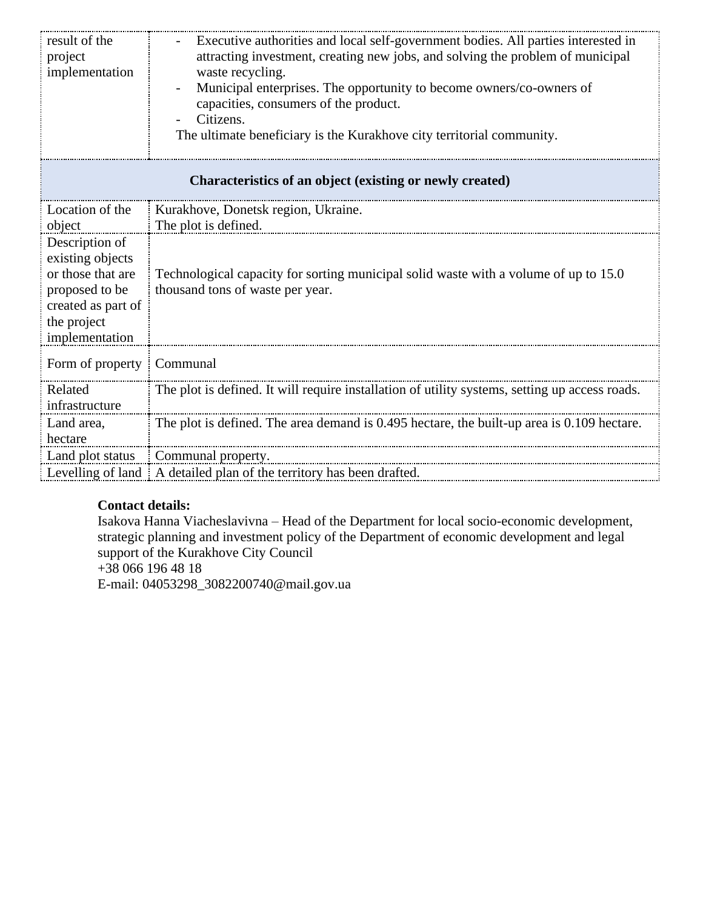| | |
|---|---|
| result of the project implementation | - Executive authorities and local self-government bodies. All parties interested in attracting investment, creating new jobs, and solving the problem of municipal waste recycling.<br>- Municipal enterprises. The opportunity to become owners/co-owners of capacities, consumers of the product.<br>- Citizens.<br>The ultimate beneficiary is the Kurakhove city territorial community. |
| **Characteristics of an object (existing or newly created)** | |
| Location of the object | Kurakhove, Donetsk region, Ukraine.<br>The plot is defined. |
| Description of existing objects or those that are proposed to be created as part of the project implementation | Technological capacity for sorting municipal solid waste with a volume of up to 15.0 thousand tons of waste per year. |
| Form of property | Communal |
| Related infrastructure | The plot is defined. It will require installation of utility systems, setting up access roads. |
| Land area, hectare | The plot is defined. The area demand is 0.495 hectare, the built-up area is 0.109 hectare. |
| Land plot status | Communal property. |
| Levelling of land | A detailed plan of the territory has been drafted. |

**Contact details:**
Isakova Hanna Viacheslavivna – Head of the Department for local socio-economic development, strategic planning and investment policy of the Department of economic development and legal support of the Kurakhove City Council
+38 066 196 48 18
E-mail: 04053298_3082200740@mail.gov.ua